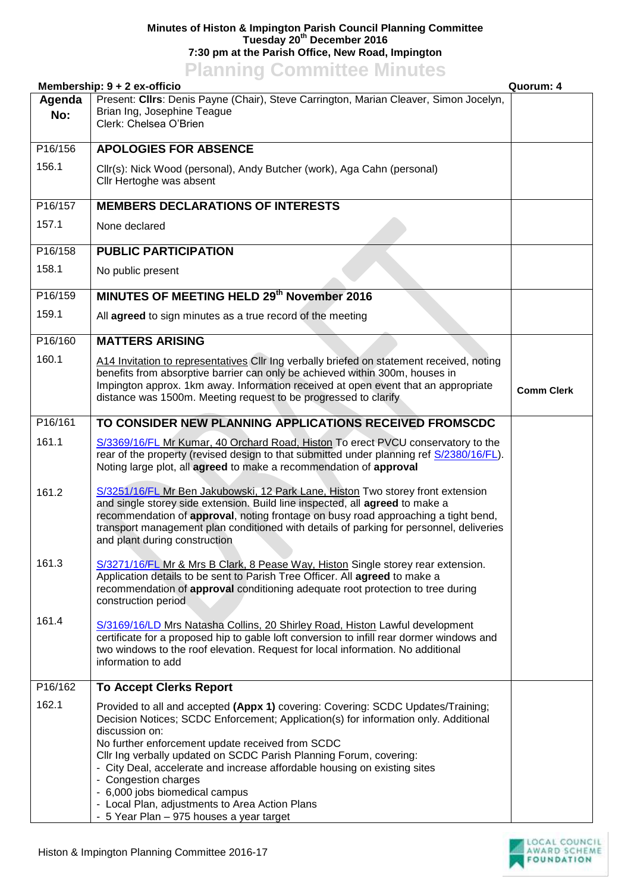**Minutes of Histon & Impington Parish Council Planning Committee**
**Tuesday 20th December 2016**
**7:30 pm at the Parish Office, New Road, Impington**

# Planning Committee Minutes

**Membership: 9 + 2 ex-officio** **Quorum: 4**

| Agenda No: | Present: **Cllrs**: Denis Payne (Chair), Steve Carrington, Marian Cleaver, Simon Jocelyn, Brian Ing, Josephine Teague<br>Clerk: Chelsea O'Brien | |
|---|---|---|
| P16/156 | **APOLOGIES FOR ABSENCE** | |
| 156.1 | Cllr(s): Nick Wood (personal), Andy Butcher (work), Aga Cahn (personal)<br>Cllr Hertoghe was absent | |
| P16/157 | **MEMBERS DECLARATIONS OF INTERESTS** | |
| 157.1 | None declared | |
| P16/158 | **PUBLIC PARTICIPATION** | |
| 158.1 | No public present | |
| P16/159 | **MINUTES OF MEETING HELD 29th November 2016** | |
| 159.1 | All **agreed** to sign minutes as a true record of the meeting | |
| P16/160 | **MATTERS ARISING** | |
| 160.1 | A14 Invitation to representatives Cllr Ing verbally briefed on statement received, noting benefits from absorptive barrier can only be achieved within 300m, houses in Impington approx. 1km away. Information received at open event that an appropriate distance was 1500m. Meeting request to be progressed to clarify | **Comm Clerk** |
| P16/161 | **TO CONSIDER NEW PLANNING APPLICATIONS RECEIVED FROMSCDC** | |
| 161.1 | S/3369/16/FL Mr Kumar, 40 Orchard Road, Histon To erect PVCU conservatory to the rear of the property (revised design to that submitted under planning ref S/2380/16/FL). Noting large plot, all **agreed** to make a recommendation of **approval** | |
| 161.2 | S/3251/16/FL Mr Ben Jakubowski, 12 Park Lane, Histon Two storey front extension and single storey side extension. Build line inspected, all **agreed** to make a recommendation of **approval**, noting frontage on busy road approaching a tight bend, transport management plan conditioned with details of parking for personnel, deliveries and plant during construction | |
| 161.3 | S/3271/16/FL Mr & Mrs B Clark, 8 Pease Way, Histon Single storey rear extension. Application details to be sent to Parish Tree Officer. All **agreed** to make a recommendation of **approval** conditioning adequate root protection to tree during construction period | |
| 161.4 | S/3169/16/LD Mrs Natasha Collins, 20 Shirley Road, Histon Lawful development certificate for a proposed hip to gable loft conversion to infill rear dormer windows and two windows to the roof elevation. Request for local information. No additional information to add | |
| P16/162 | **To Accept Clerks Report** | |
| 162.1 | Provided to all and accepted **(Appx 1)** covering: Covering: SCDC Updates/Training; Decision Notices; SCDC Enforcement; Application(s) for information only. Additional discussion on:<br>No further enforcement update received from SCDC<br>Cllr Ing verbally updated on SCDC Parish Planning Forum, covering:<br>- City Deal, accelerate and increase affordable housing on existing sites<br>- Congestion charges<br>- 6,000 jobs biomedical campus<br>- Local Plan, adjustments to Area Action Plans<br>- 5 Year Plan – 975 houses a year target | |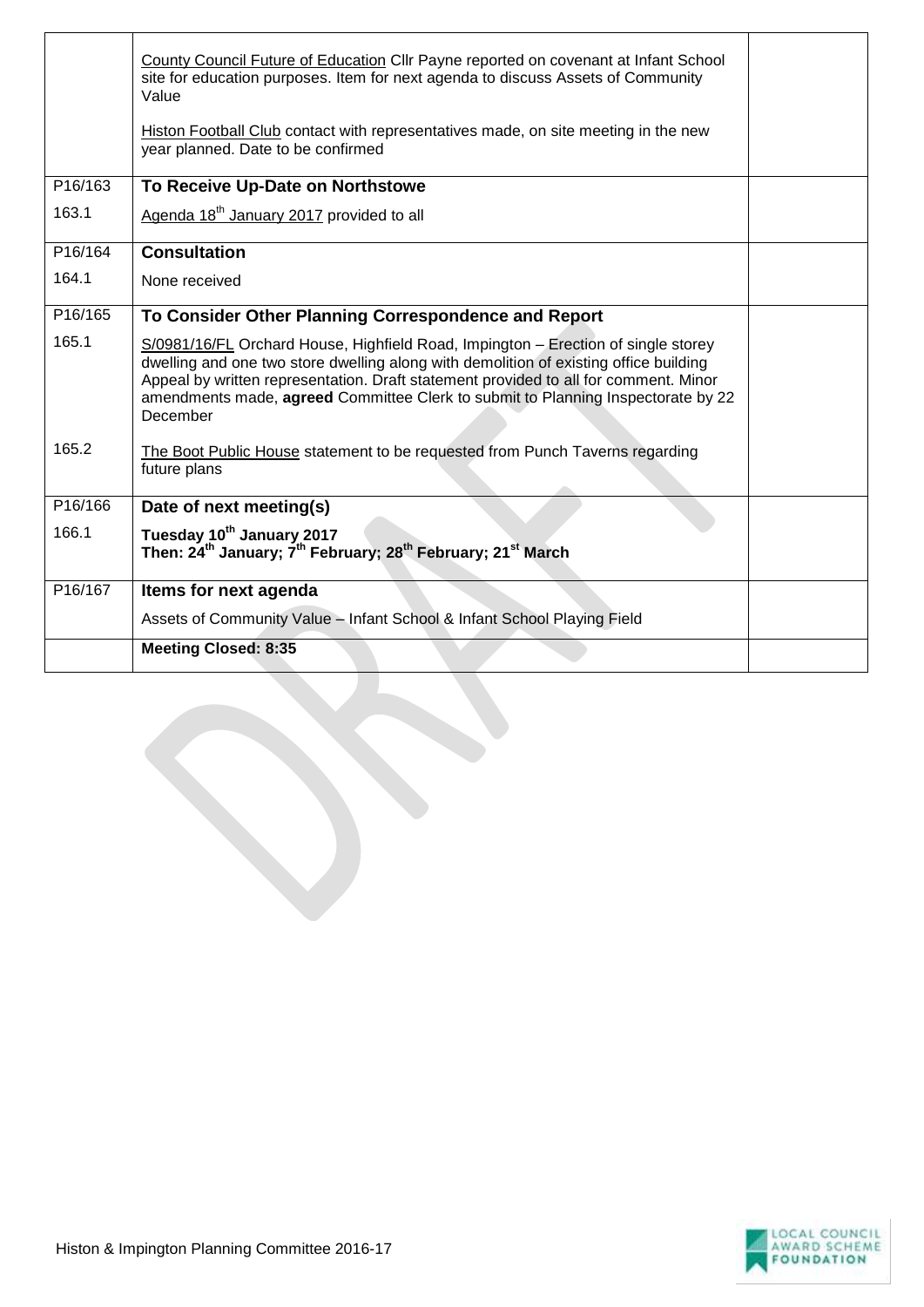| | | |
|---|---|---|
| | County Council Future of Education Cllr Payne reported on covenant at Infant School site for education purposes. Item for next agenda to discuss Assets of Community Value<br><br>Histon Football Club contact with representatives made, on site meeting in the new year planned. Date to be confirmed | |
| P16/163 | **To Receive Up-Date on Northstowe** | |
| 163.1 | Agenda 18th January 2017 provided to all | |
| P16/164 | **Consultation** | |
| 164.1 | None received | |
| P16/165 | **To Consider Other Planning Correspondence and Report** | |
| 165.1 | S/0981/16/FL Orchard House, Highfield Road, Impington – Erection of single storey dwelling and one two store dwelling along with demolition of existing office building Appeal by written representation. Draft statement provided to all for comment. Minor amendments made, **agreed** Committee Clerk to submit to Planning Inspectorate by 22 December | |
| 165.2 | The Boot Public House statement to be requested from Punch Taverns regarding future plans | |
| P16/166 | **Date of next meeting(s)** | |
| 166.1 | **Tuesday 10th January 2017**<br>**Then: 24th January; 7th February; 28th February; 21st March** | |
| P16/167 | **Items for next agenda** | |
| | Assets of Community Value – Infant School & Infant School Playing Field | |
| | **Meeting Closed: 8:35** | |

DRAFT

Histon & Impington Planning Committee 2016-17

LOCAL COUNCIL AWARD SCHEME FOUNDATION